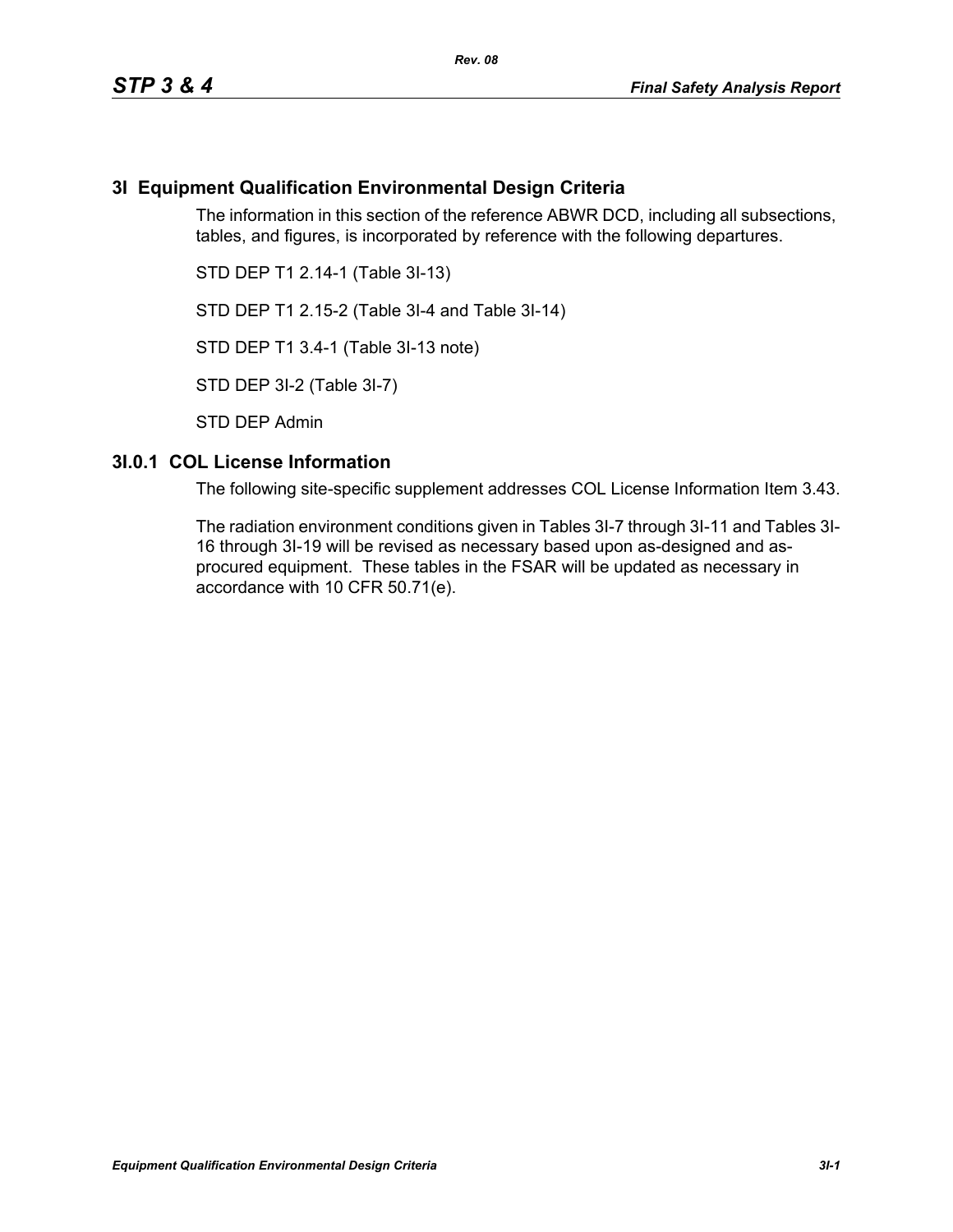# 3I Equipment Qualification Environmental Design Criteria

The information in this section of the reference ABWR DCD, including all subsections, tables, and figures, is incorporated by reference with the following departures.

STD DEP T1 2.14-1 (Table 3I-13)

STD DEP T1 2.15-2 (Table 3I-4 and Table 3I-14)

STD DEP T1 3.4-1 (Table 3I-13 note)

STD DEP 3I-2 (Table 3I-7)

STD DEP Admin

## 3I.0.1 COL License Information

The following site-specific supplement addresses COL License Information Item 3.43.

The radiation environment conditions given in Tables 3I-7 through 3I-11 and Tables 3I-16 through 3I-19 will be revised as necessary based upon as-designed and as-procured equipment. These tables in the FSAR will be updated as necessary in accordance with 10 CFR 50.71(e).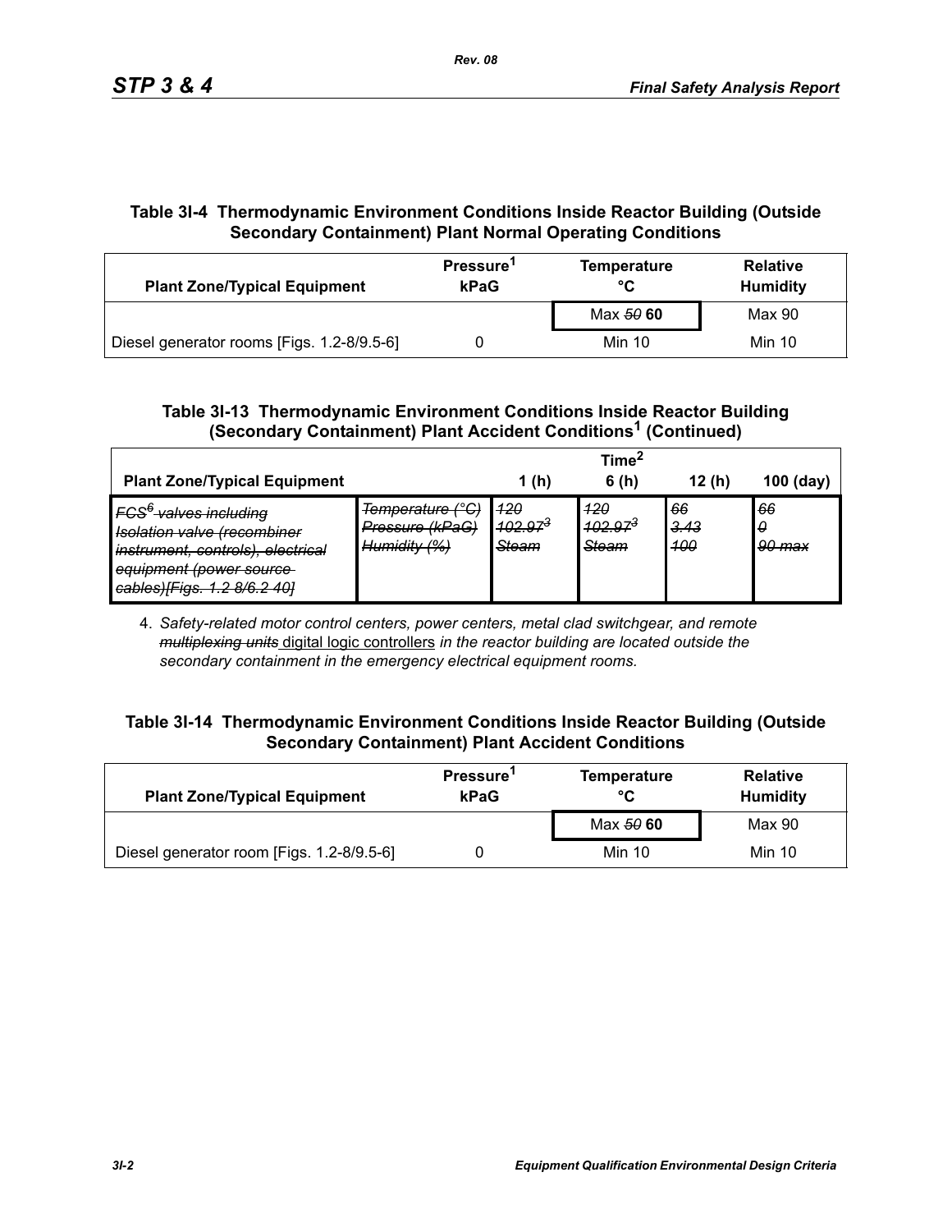**Table 3I-4 Thermodynamic Environment Conditions Inside Reactor Building (Outside Secondary Containment) Plant Normal Operating Conditions**

| Plant Zone/Typical Equipment | Pressure[1] kPaG | Temperature °C | Relative Humidity |
|---|---|---|---|
| | | Max ~~*50*~~ **60** | Max 90 |
| Diesel generator rooms [Figs. 1.2-8/9.5-6] | 0 | Min 10 | Min 10 |

**Table 3I-13 Thermodynamic Environment Conditions Inside Reactor Building (Secondary Containment) Plant Accident Conditions[1] (Continued)**

| Plant Zone/Typical Equipment | | Time[2] 1 (h) | 6 (h) | 12 (h) | 100 (day) |
|---|---|---|---|---|---|
| ~~*FCS[6] valves including Isolation valve (recombiner instrument, controls), electrical equipment (power source cables)[Figs. 1.2 8/6.2 40]*~~ | ~~*Temperature (°C) Pressure (kPaG) Humidity (%)*~~ | ~~*120 102.97[3] Steam*~~ | ~~*120 102.97[3] Steam*~~ | ~~*66 3.43 100*~~ | ~~*66 0 90 max*~~ |

4. *Safety-related motor control centers, power centers, metal clad switchgear, and remote* ~~*multiplexing units*~~ <u>digital logic controllers</u> *in the reactor building are located outside the secondary containment in the emergency electrical equipment rooms.*

**Table 3I-14 Thermodynamic Environment Conditions Inside Reactor Building (Outside Secondary Containment) Plant Accident Conditions**

| Plant Zone/Typical Equipment | Pressure[1] kPaG | Temperature °C | Relative Humidity |
|---|---|---|---|
| | | Max ~~*50*~~ **60** | Max 90 |
| Diesel generator room [Figs. 1.2-8/9.5-6] | 0 | Min 10 | Min 10 |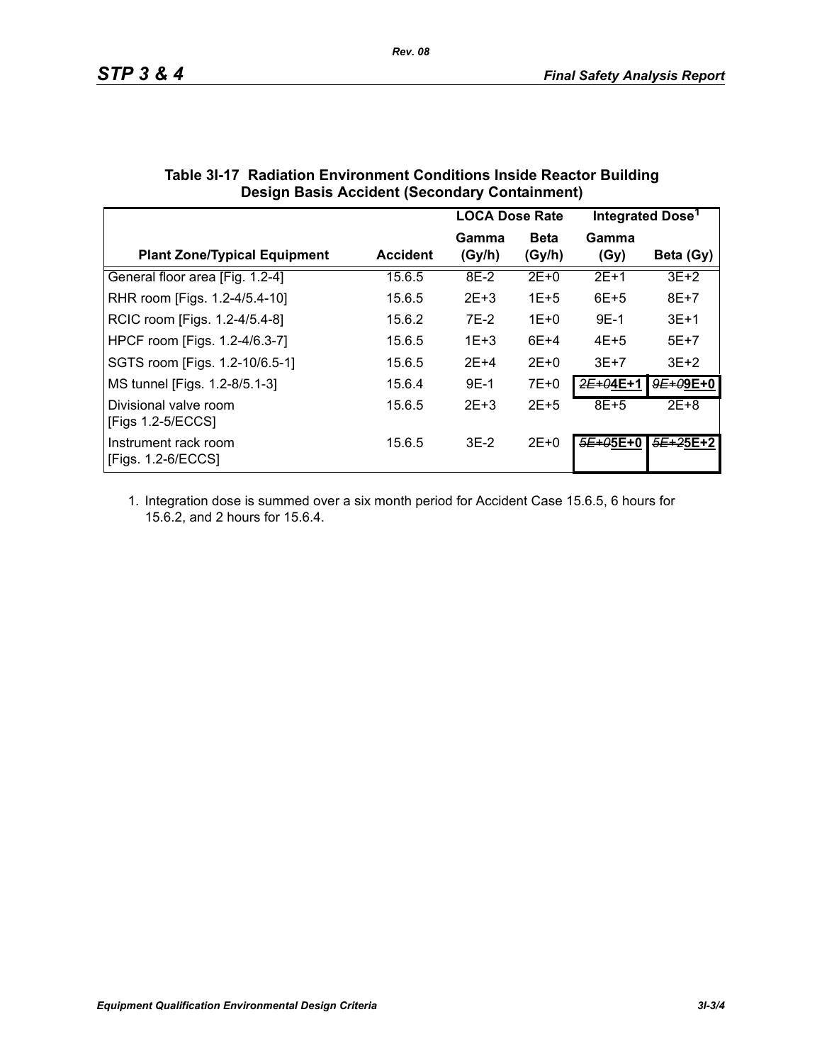**Table 3I-17 Radiation Environment Conditions Inside Reactor Building Design Basis Accident (Secondary Containment)**

| | | LOCA Dose Rate | | Integrated Dose[1] | |
|---|---|---|---|---|---|
| Plant Zone/Typical Equipment | Accident | Gamma (Gy/h) | Beta (Gy/h) | Gamma (Gy) | Beta (Gy) |
| General floor area [Fig. 1.2-4] | 15.6.5 | 8E-2 | 2E+0 | 2E+1 | 3E+2 |
| RHR room [Figs. 1.2-4/5.4-10] | 15.6.5 | 2E+3 | 1E+5 | 6E+5 | 8E+7 |
| RCIC room [Figs. 1.2-4/5.4-8] | 15.6.2 | 7E-2 | 1E+0 | 9E-1 | 3E+1 |
| HPCF room [Figs. 1.2-4/6.3-7] | 15.6.5 | 1E+3 | 6E+4 | 4E+5 | 5E+7 |
| SGTS room [Figs. 1.2-10/6.5-1] | 15.6.5 | 2E+4 | 2E+0 | 3E+7 | 3E+2 |
| MS tunnel [Figs. 1.2-8/5.1-3] | 15.6.4 | 9E-1 | 7E+0 | ~~2E+0~~**4E+1** | ~~9E+0~~**9E+0** |
| Divisional valve room [Figs 1.2-5/ECCS] | 15.6.5 | 2E+3 | 2E+5 | 8E+5 | 2E+8 |
| Instrument rack room [Figs. 1.2-6/ECCS] | 15.6.5 | 3E-2 | 2E+0 | ~~5E+0~~**5E+0** | ~~5E+2~~**5E+2** |

1. Integration dose is summed over a six month period for Accident Case 15.6.5, 6 hours for 15.6.2, and 2 hours for 15.6.4.